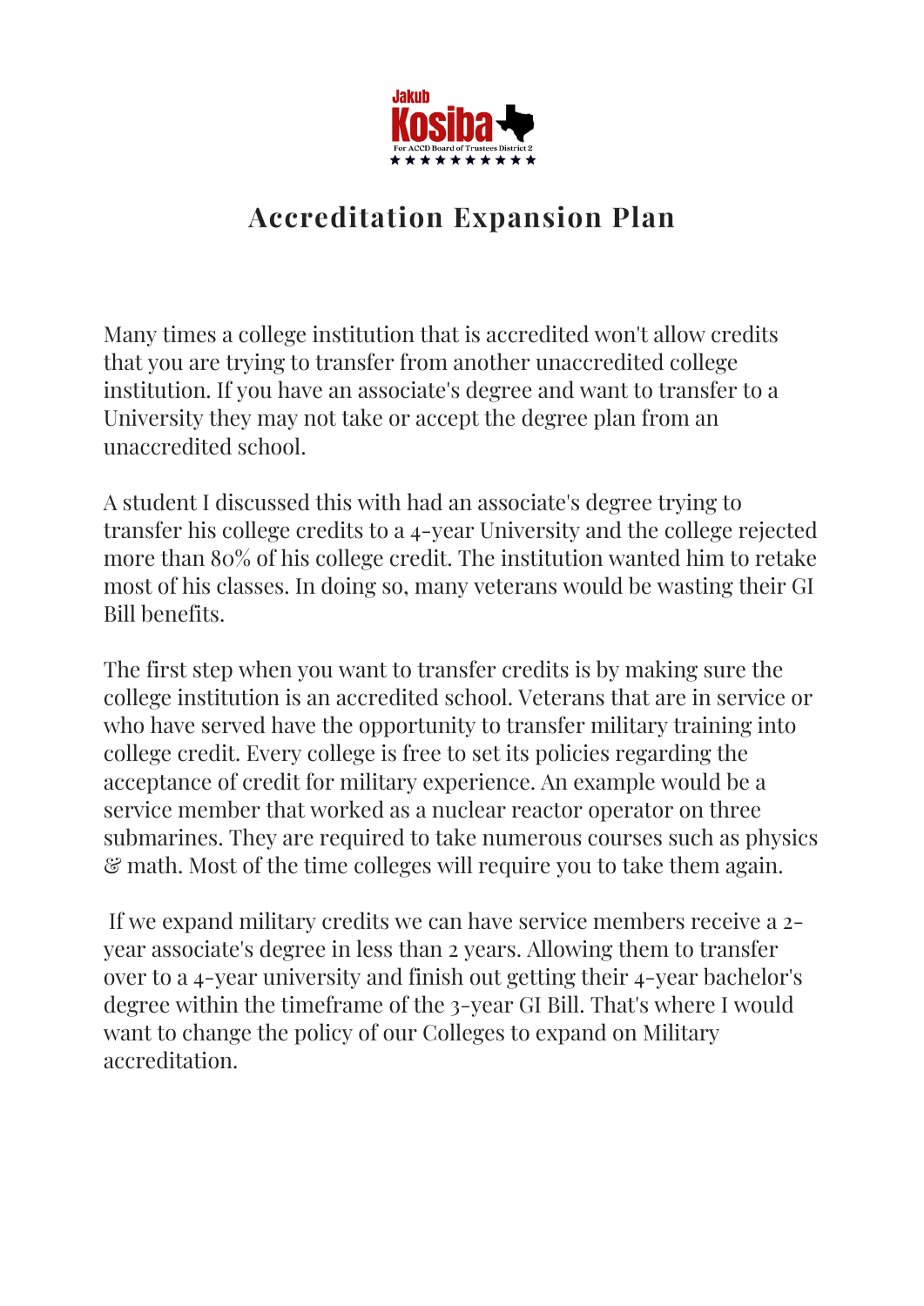Jakub

Kosiba

For ACCD Board of Trustees District 2

# Accreditation Expansion Plan

Many times a college institution that is accredited won't allow credits that you are trying to transfer from another unaccredited college institution. If you have an associate's degree and want to transfer to a University they may not take or accept the degree plan from an unaccredited school.

A student I discussed this with had an associate's degree trying to transfer his college credits to a 4-year University and the college rejected more than 80% of his college credit. The institution wanted him to retake most of his classes. In doing so, many veterans would be wasting their GI Bill benefits.

The first step when you want to transfer credits is by making sure the college institution is an accredited school. Veterans that are in service or who have served have the opportunity to transfer military training into college credit. Every college is free to set its policies regarding the acceptance of credit for military experience. An example would be a service member that worked as a nuclear reactor operator on three submarines. They are required to take numerous courses such as physics & math. Most of the time colleges will require you to take them again.

If we expand military credits we can have service members receive a 2-year associate's degree in less than 2 years. Allowing them to transfer over to a 4-year university and finish out getting their 4-year bachelor's degree within the timeframe of the 3-year GI Bill. That's where I would want to change the policy of our Colleges to expand on Military accreditation.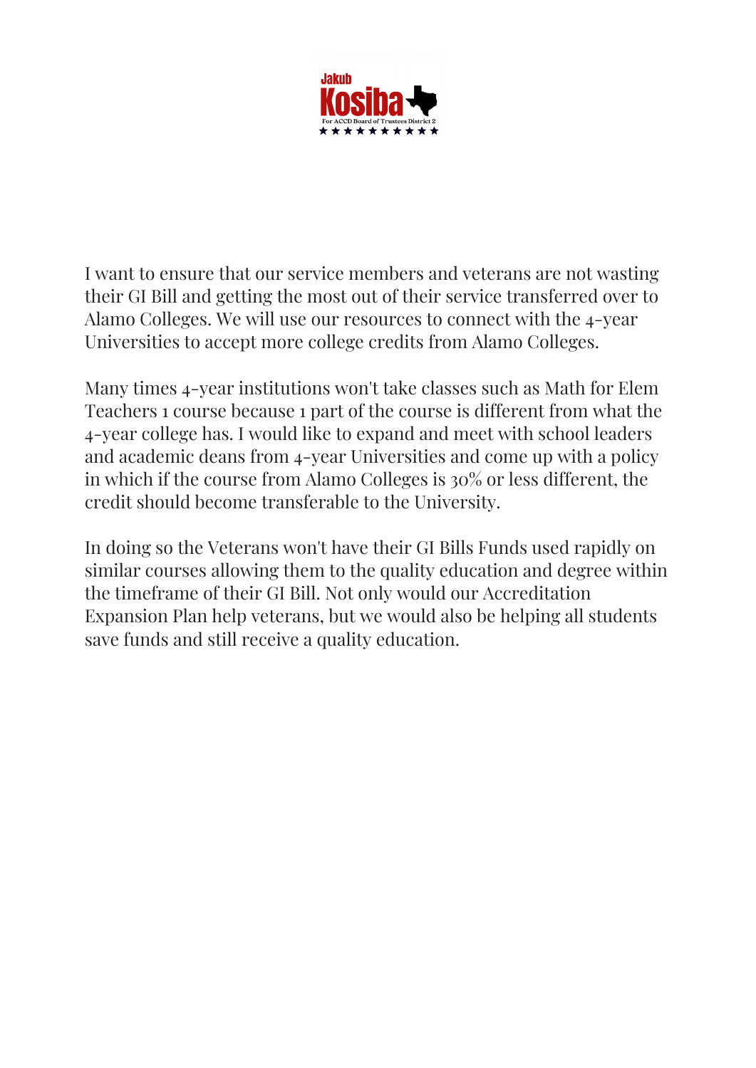Jakub
Kosiba
For ACCD Board of Trustees District 2

I want to ensure that our service members and veterans are not wasting their GI Bill and getting the most out of their service transferred over to Alamo Colleges. We will use our resources to connect with the 4-year Universities to accept more college credits from Alamo Colleges.

Many times 4-year institutions won't take classes such as Math for Elem Teachers 1 course because 1 part of the course is different from what the 4-year college has. I would like to expand and meet with school leaders and academic deans from 4-year Universities and come up with a policy in which if the course from Alamo Colleges is 30% or less different, the credit should become transferable to the University.

In doing so the Veterans won't have their GI Bills Funds used rapidly on similar courses allowing them to the quality education and degree within the timeframe of their GI Bill. Not only would our Accreditation Expansion Plan help veterans, but we would also be helping all students save funds and still receive a quality education.